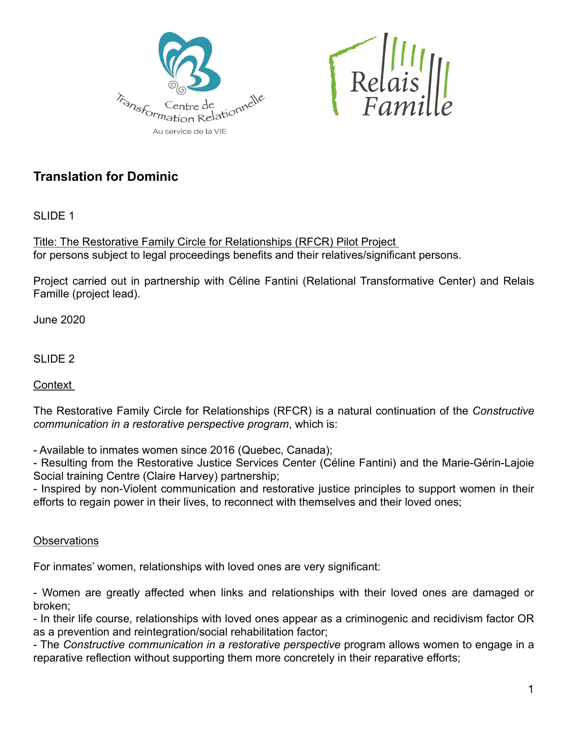## Translation for Dominic

SLIDE 1

Title: The Restorative Family Circle for Relationships (RFCR) Pilot Project
for persons subject to legal proceedings benefits and their relatives/significant persons.

Project carried out in partnership with Céline Fantini (Relational Transformative Center) and Relais Famille (project lead).

June 2020

SLIDE 2

Context

The Restorative Family Circle for Relationships (RFCR) is a natural continuation of the *Constructive communication in a restorative perspective program*, which is:

- Available to inmates women since 2016 (Quebec, Canada);
- Resulting from the Restorative Justice Services Center (Céline Fantini) and the Marie-Gérin-Lajoie Social training Centre (Claire Harvey) partnership;
- Inspired by non-Violent communication and restorative justice principles to support women in their efforts to regain power in their lives, to reconnect with themselves and their loved ones;

Observations

For inmates' women, relationships with loved ones are very significant:

- Women are greatly affected when links and relationships with their loved ones are damaged or broken;
- In their life course, relationships with loved ones appear as a criminogenic and recidivism factor OR as a prevention and reintegration/social rehabilitation factor;
- The *Constructive communication in a restorative perspective* program allows women to engage in a reparative reflection without supporting them more concretely in their reparative efforts;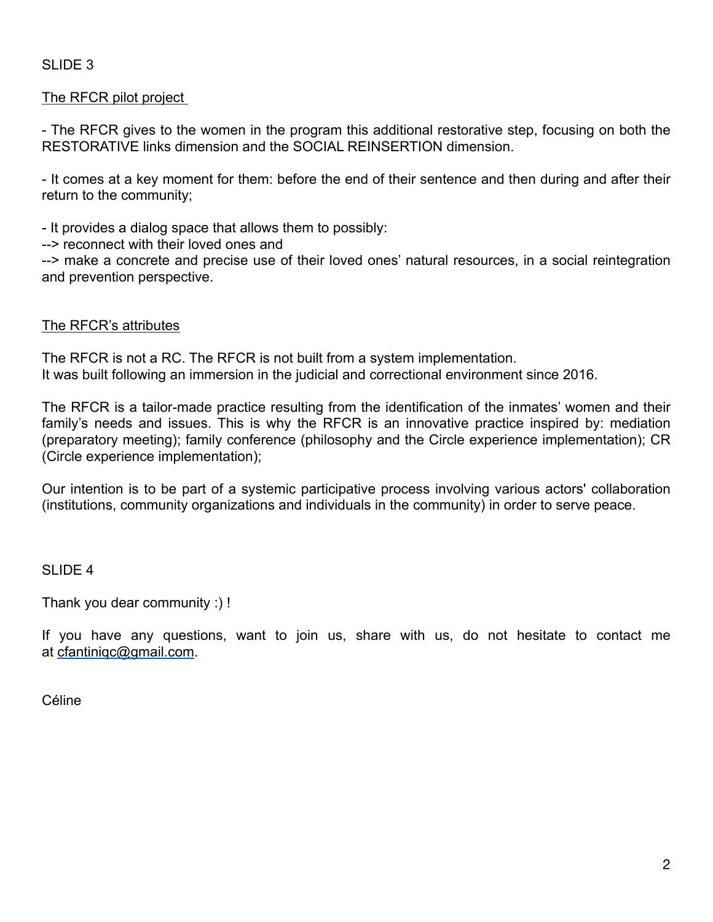SLIDE 3

The RFCR pilot project

- The RFCR gives to the women in the program this additional restorative step, focusing on both the RESTORATIVE links dimension and the SOCIAL REINSERTION dimension.

- It comes at a key moment for them: before the end of their sentence and then during and after their return to the community;

- It provides a dialog space that allows them to possibly:
--> reconnect with their loved ones and
--> make a concrete and precise use of their loved ones' natural resources, in a social reintegration and prevention perspective.

The RFCR's attributes

The RFCR is not a RC. The RFCR is not built from a system implementation.
It was built following an immersion in the judicial and correctional environment since 2016.

The RFCR is a tailor-made practice resulting from the identification of the inmates' women and their family's needs and issues. This is why the RFCR is an innovative practice inspired by: mediation (preparatory meeting); family conference (philosophy and the Circle experience implementation); CR (Circle experience implementation);

Our intention is to be part of a systemic participative process involving various actors' collaboration (institutions, community organizations and individuals in the community) in order to serve peace.

SLIDE 4

Thank you dear community :) !

If you have any questions, want to join us, share with us, do not hesitate to contact me at cfantiniqc@gmail.com.

Céline